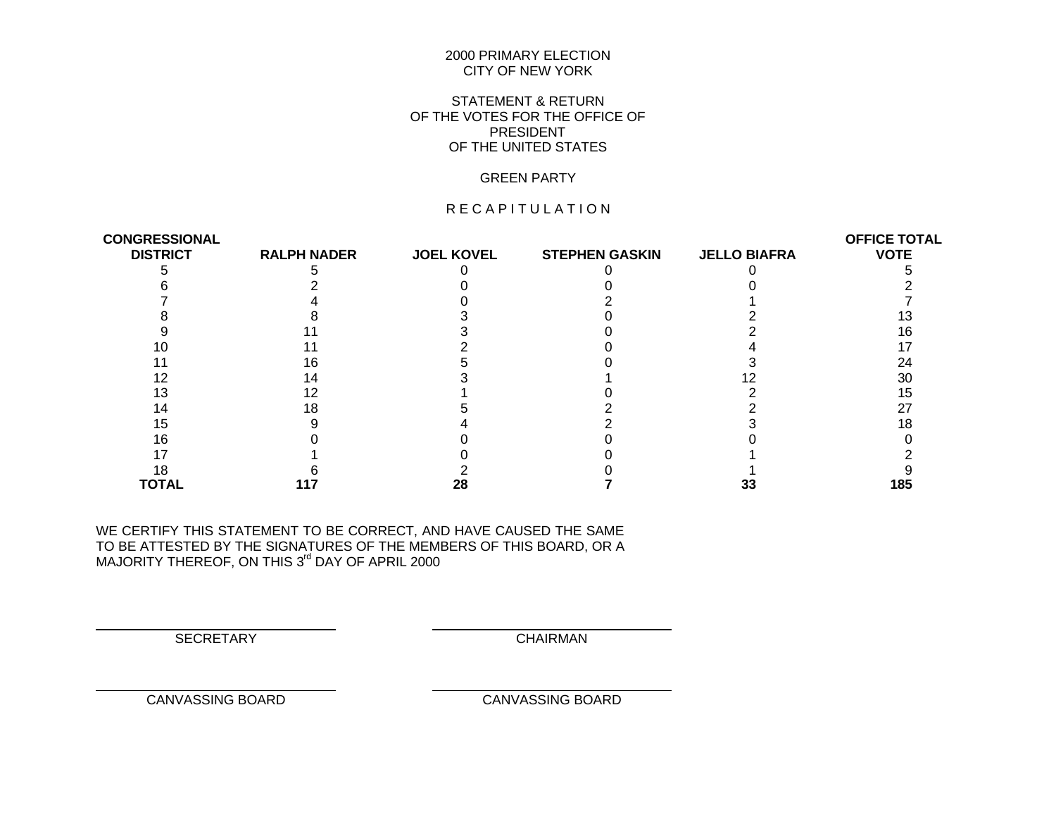2000 PRIMARY ELECTION
CITY OF NEW YORK

STATEMENT & RETURN
OF THE VOTES FOR THE OFFICE OF
PRESIDENT
OF THE UNITED STATES

GREEN PARTY

R E C A P I T U L A T I O N

| CONGRESSIONAL DISTRICT | RALPH NADER | JOEL KOVEL | STEPHEN GASKIN | JELLO BIAFRA | OFFICE TOTAL VOTE |
|---|---|---|---|---|---|
| 5 | 5 | 0 | 0 | 0 | 5 |
| 6 | 2 | 0 | 0 | 0 | 2 |
| 7 | 4 | 0 | 2 | 1 | 7 |
| 8 | 8 | 3 | 0 | 2 | 13 |
| 9 | 11 | 3 | 0 | 2 | 16 |
| 10 | 11 | 2 | 0 | 4 | 17 |
| 11 | 16 | 5 | 0 | 3 | 24 |
| 12 | 14 | 3 | 1 | 12 | 30 |
| 13 | 12 | 1 | 0 | 2 | 15 |
| 14 | 18 | 5 | 2 | 2 | 27 |
| 15 | 9 | 4 | 2 | 3 | 18 |
| 16 | 0 | 0 | 0 | 0 | 0 |
| 17 | 1 | 0 | 0 | 1 | 2 |
| 18 | 6 | 2 | 0 | 1 | 9 |
| **TOTAL** | **117** | **28** | **7** | **33** | **185** |

WE CERTIFY THIS STATEMENT TO BE CORRECT, AND HAVE CAUSED THE SAME TO BE ATTESTED BY THE SIGNATURES OF THE MEMBERS OF THIS BOARD, OR A MAJORITY THEREOF, ON THIS 3rd DAY OF APRIL 2000

SECRETARY

CHAIRMAN

CANVASSING BOARD

CANVASSING BOARD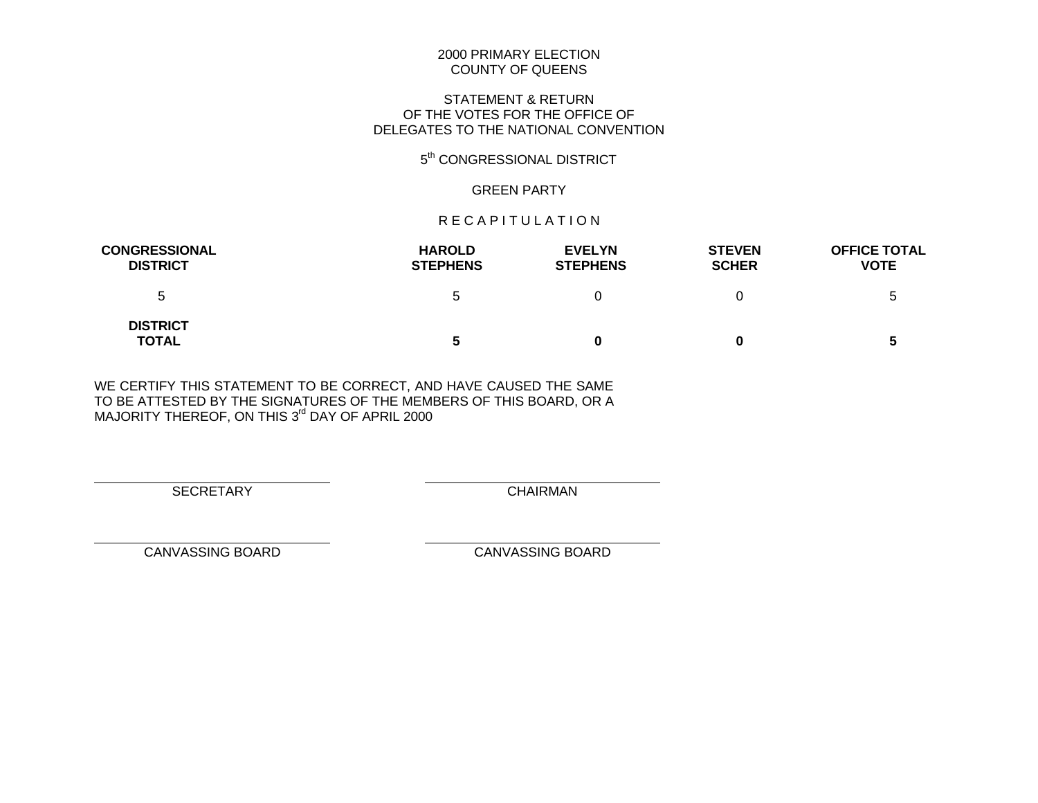2000 PRIMARY ELECTION
COUNTY OF QUEENS

STATEMENT & RETURN
OF THE VOTES FOR THE OFFICE OF
DELEGATES TO THE NATIONAL CONVENTION

5th CONGRESSIONAL DISTRICT

GREEN PARTY

R E C A P I T U L A T I O N

| CONGRESSIONAL DISTRICT | HAROLD STEPHENS | EVELYN STEPHENS | STEVEN SCHER | OFFICE TOTAL VOTE |
|---|---|---|---|---|
| 5 | 5 | 0 | 0 | 5 |
| **DISTRICT TOTAL** | **5** | **0** | **0** | **5** |

WE CERTIFY THIS STATEMENT TO BE CORRECT, AND HAVE CAUSED THE SAME TO BE ATTESTED BY THE SIGNATURES OF THE MEMBERS OF THIS BOARD, OR A MAJORITY THEREOF, ON THIS 3rd DAY OF APRIL 2000

SECRETARY

CHAIRMAN

CANVASSING BOARD

CANVASSING BOARD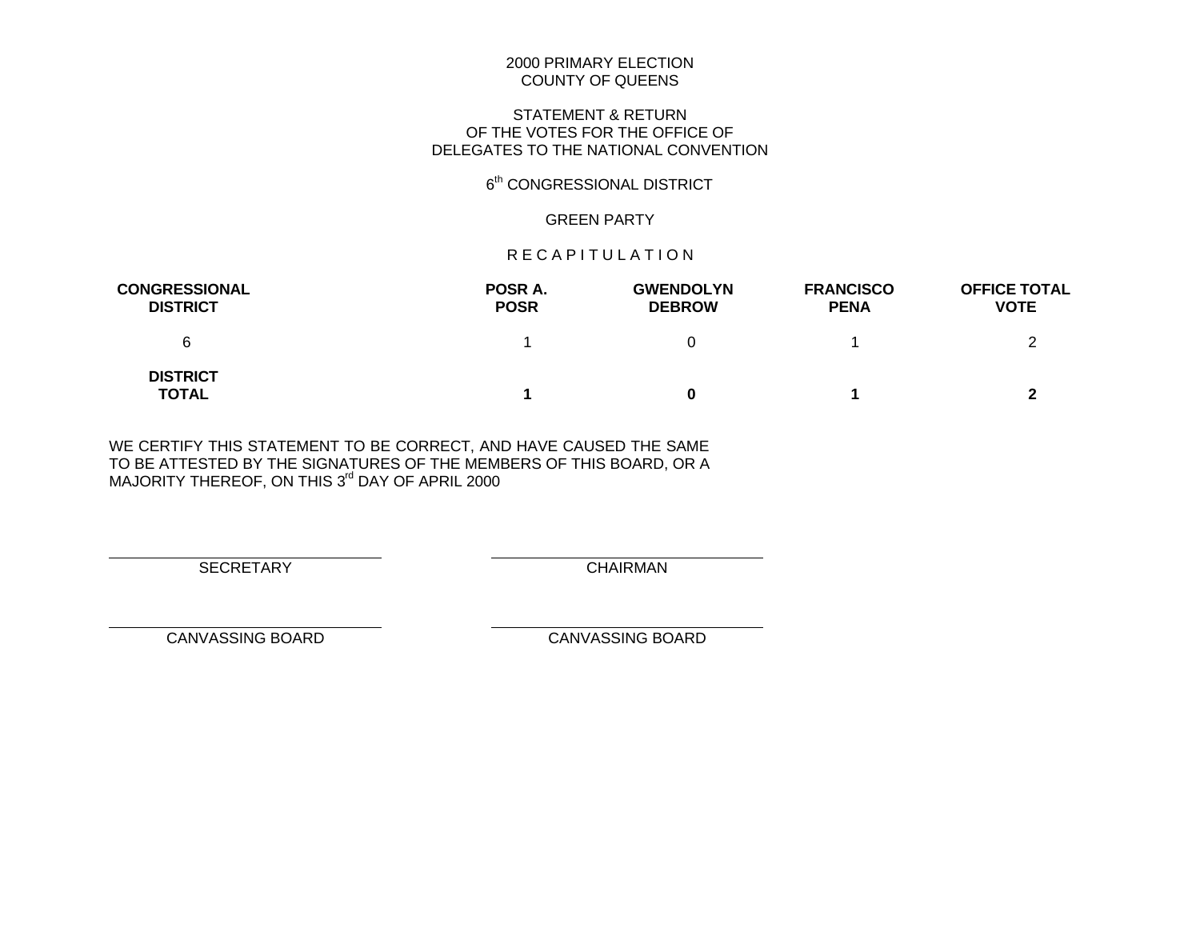2000 PRIMARY ELECTION
COUNTY OF QUEENS

STATEMENT & RETURN
OF THE VOTES FOR THE OFFICE OF
DELEGATES TO THE NATIONAL CONVENTION

6th CONGRESSIONAL DISTRICT

GREEN PARTY

R E C A P I T U L A T I O N

| CONGRESSIONAL DISTRICT | POSR A. POSR | GWENDOLYN DEBROW | FRANCISCO PENA | OFFICE TOTAL VOTE |
|---|---|---|---|---|
| 6 | 1 | 0 | 1 | 2 |
| **DISTRICT TOTAL** | **1** | **0** | **1** | **2** |

WE CERTIFY THIS STATEMENT TO BE CORRECT, AND HAVE CAUSED THE SAME TO BE ATTESTED BY THE SIGNATURES OF THE MEMBERS OF THIS BOARD, OR A MAJORITY THEREOF, ON THIS 3rd DAY OF APRIL 2000

SECRETARY

CHAIRMAN

CANVASSING BOARD

CANVASSING BOARD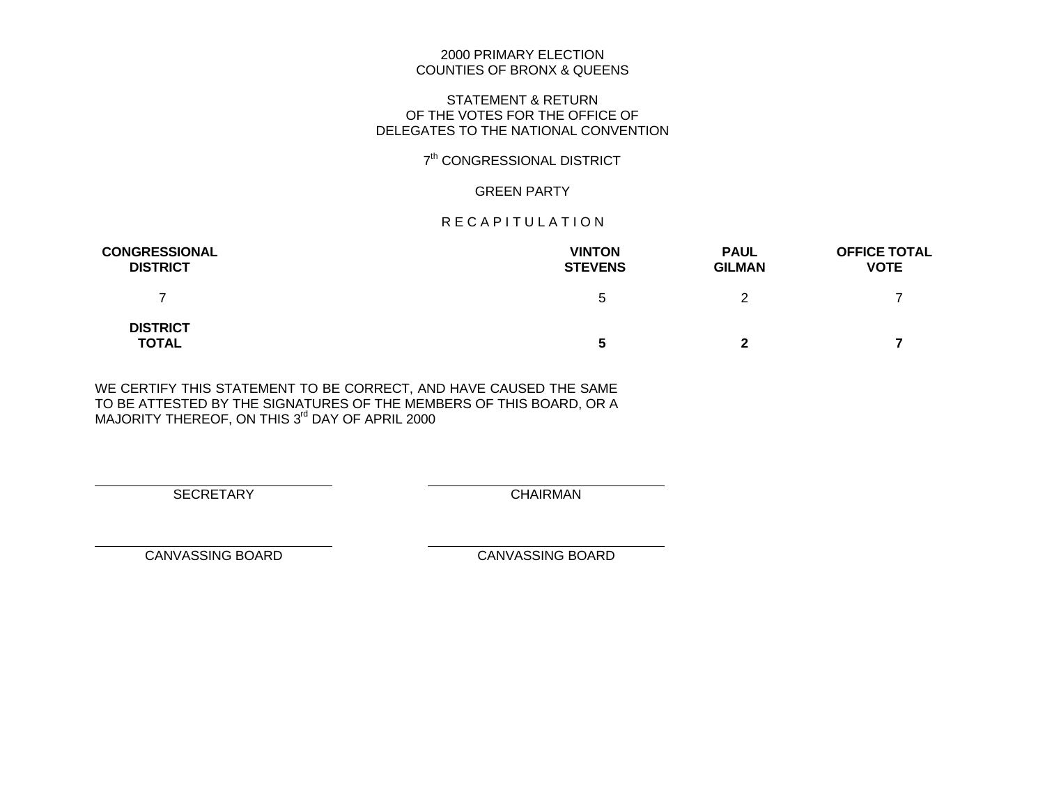2000 PRIMARY ELECTION
COUNTIES OF BRONX & QUEENS

STATEMENT & RETURN
OF THE VOTES FOR THE OFFICE OF
DELEGATES TO THE NATIONAL CONVENTION

7th CONGRESSIONAL DISTRICT

GREEN PARTY

R E C A P I T U L A T I O N

| CONGRESSIONAL DISTRICT | VINTON STEVENS | PAUL GILMAN | OFFICE TOTAL VOTE |
|---|---|---|---|
| 7 | 5 | 2 | 7 |
| **DISTRICT TOTAL** | **5** | **2** | **7** |

WE CERTIFY THIS STATEMENT TO BE CORRECT, AND HAVE CAUSED THE SAME TO BE ATTESTED BY THE SIGNATURES OF THE MEMBERS OF THIS BOARD, OR A MAJORITY THEREOF, ON THIS 3rd DAY OF APRIL 2000

SECRETARY

CHAIRMAN

CANVASSING BOARD

CANVASSING BOARD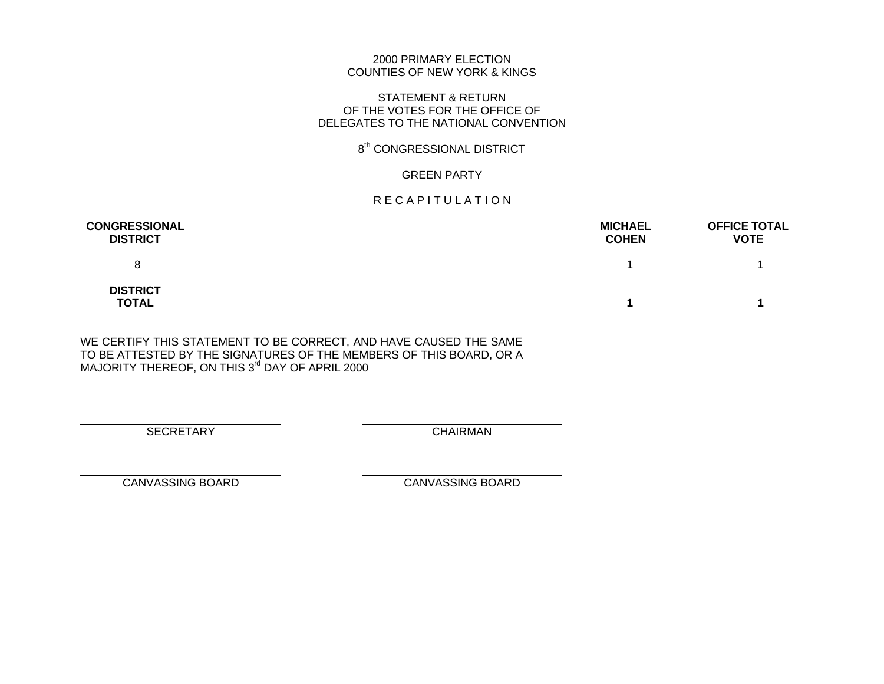2000 PRIMARY ELECTION
COUNTIES OF NEW YORK & KINGS

STATEMENT & RETURN
OF THE VOTES FOR THE OFFICE OF
DELEGATES TO THE NATIONAL CONVENTION

8th CONGRESSIONAL DISTRICT

GREEN PARTY

R E C A P I T U L A T I O N

| **CONGRESSIONAL DISTRICT** | **MICHAEL COHEN** | **OFFICE TOTAL VOTE** |
|---|---|---|
| 8 | 1 | 1 |
| **DISTRICT TOTAL** | **1** | **1** |

WE CERTIFY THIS STATEMENT TO BE CORRECT, AND HAVE CAUSED THE SAME TO BE ATTESTED BY THE SIGNATURES OF THE MEMBERS OF THIS BOARD, OR A MAJORITY THEREOF, ON THIS 3rd DAY OF APRIL 2000

SECRETARY

CHAIRMAN

CANVASSING BOARD

CANVASSING BOARD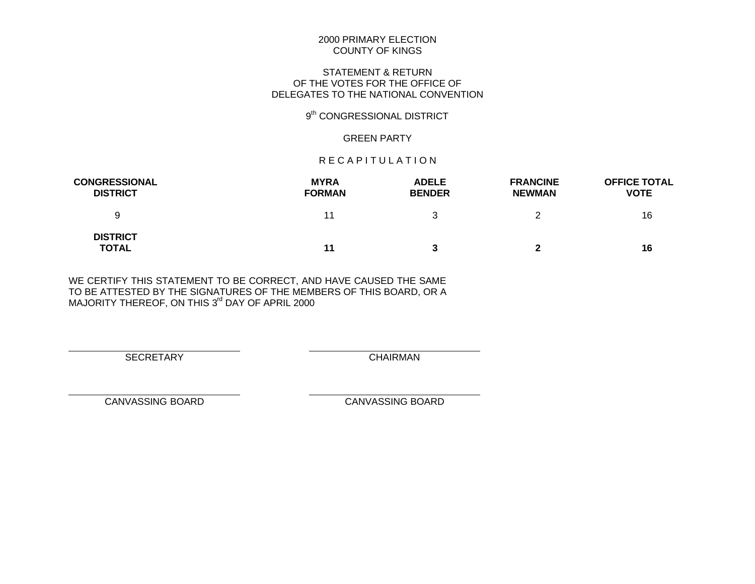2000 PRIMARY ELECTION
COUNTY OF KINGS

STATEMENT & RETURN
OF THE VOTES FOR THE OFFICE OF
DELEGATES TO THE NATIONAL CONVENTION

9th CONGRESSIONAL DISTRICT

GREEN PARTY

R E C A P I T U L A T I O N

| CONGRESSIONAL DISTRICT | MYRA FORMAN | ADELE BENDER | FRANCINE NEWMAN | OFFICE TOTAL VOTE |
|---|---|---|---|---|
| 9 | 11 | 3 | 2 | 16 |
| **DISTRICT TOTAL** | **11** | **3** | **2** | **16** |

WE CERTIFY THIS STATEMENT TO BE CORRECT, AND HAVE CAUSED THE SAME TO BE ATTESTED BY THE SIGNATURES OF THE MEMBERS OF THIS BOARD, OR A MAJORITY THEREOF, ON THIS 3rd DAY OF APRIL 2000

SECRETARY

CHAIRMAN

CANVASSING BOARD

CANVASSING BOARD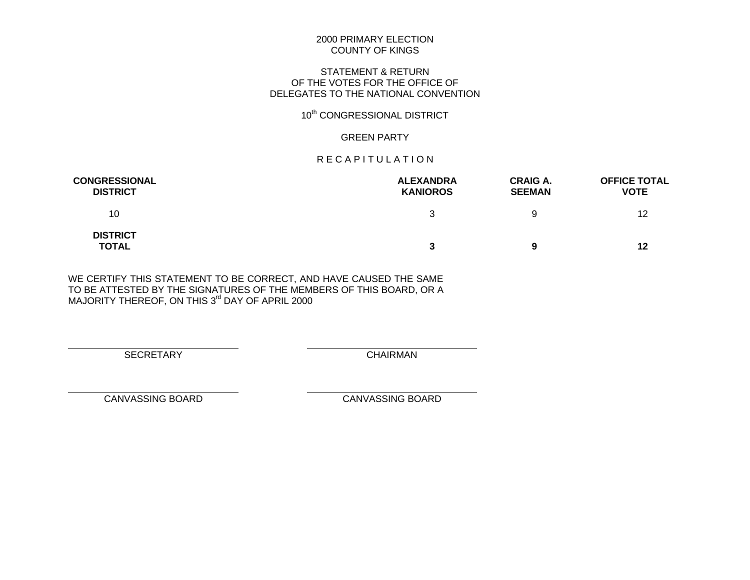2000 PRIMARY ELECTION
COUNTY OF KINGS

STATEMENT & RETURN
OF THE VOTES FOR THE OFFICE OF
DELEGATES TO THE NATIONAL CONVENTION

10th CONGRESSIONAL DISTRICT

GREEN PARTY

R E C A P I T U L A T I O N

| CONGRESSIONAL DISTRICT | ALEXANDRA KANIOROS | CRAIG A. SEEMAN | OFFICE TOTAL VOTE |
|---|---|---|---|
| 10 | 3 | 9 | 12 |
| **DISTRICT TOTAL** | **3** | **9** | **12** |

WE CERTIFY THIS STATEMENT TO BE CORRECT, AND HAVE CAUSED THE SAME TO BE ATTESTED BY THE SIGNATURES OF THE MEMBERS OF THIS BOARD, OR A MAJORITY THEREOF, ON THIS 3rd DAY OF APRIL 2000

SECRETARY

CHAIRMAN

CANVASSING BOARD

CANVASSING BOARD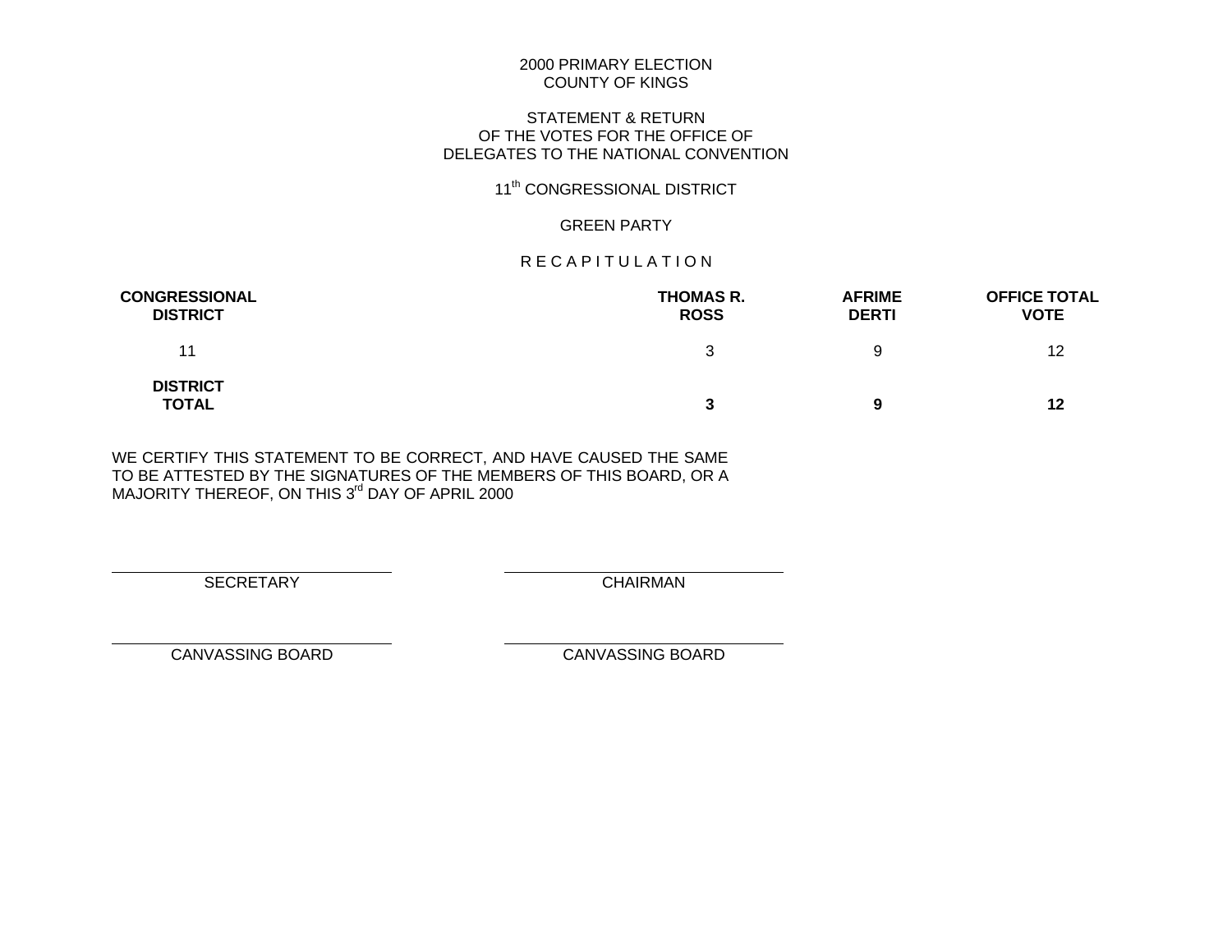2000 PRIMARY ELECTION
COUNTY OF KINGS

STATEMENT & RETURN
OF THE VOTES FOR THE OFFICE OF
DELEGATES TO THE NATIONAL CONVENTION

11th CONGRESSIONAL DISTRICT

GREEN PARTY

R E C A P I T U L A T I O N

| **CONGRESSIONAL DISTRICT** | **THOMAS R. ROSS** | **AFRIME DERTI** | **OFFICE TOTAL VOTE** |
|---|---|---|---|
| 11 | 3 | 9 | 12 |
| **DISTRICT TOTAL** | **3** | **9** | **12** |

WE CERTIFY THIS STATEMENT TO BE CORRECT, AND HAVE CAUSED THE SAME TO BE ATTESTED BY THE SIGNATURES OF THE MEMBERS OF THIS BOARD, OR A MAJORITY THEREOF, ON THIS 3rd DAY OF APRIL 2000

SECRETARY

CHAIRMAN

CANVASSING BOARD

CANVASSING BOARD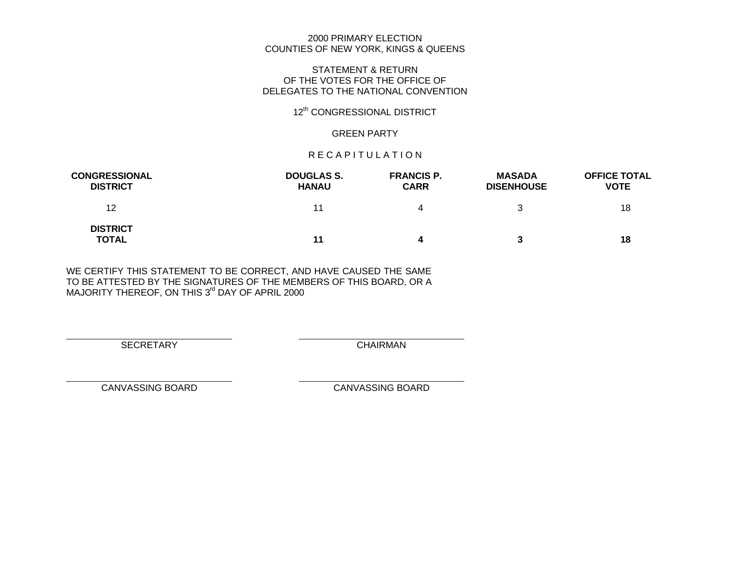2000 PRIMARY ELECTION
COUNTIES OF NEW YORK, KINGS & QUEENS

STATEMENT & RETURN
OF THE VOTES FOR THE OFFICE OF
DELEGATES TO THE NATIONAL CONVENTION

12th CONGRESSIONAL DISTRICT

GREEN PARTY

R E C A P I T U L A T I O N

| CONGRESSIONAL DISTRICT | DOUGLAS S. HANAU | FRANCIS P. CARR | MASADA DISENHOUSE | OFFICE TOTAL VOTE |
|---|---|---|---|---|
| 12 | 11 | 4 | 3 | 18 |
| **DISTRICT TOTAL** | **11** | **4** | **3** | **18** |

WE CERTIFY THIS STATEMENT TO BE CORRECT, AND HAVE CAUSED THE SAME TO BE ATTESTED BY THE SIGNATURES OF THE MEMBERS OF THIS BOARD, OR A MAJORITY THEREOF, ON THIS 3rd DAY OF APRIL 2000

SECRETARY

CHAIRMAN

CANVASSING BOARD

CANVASSING BOARD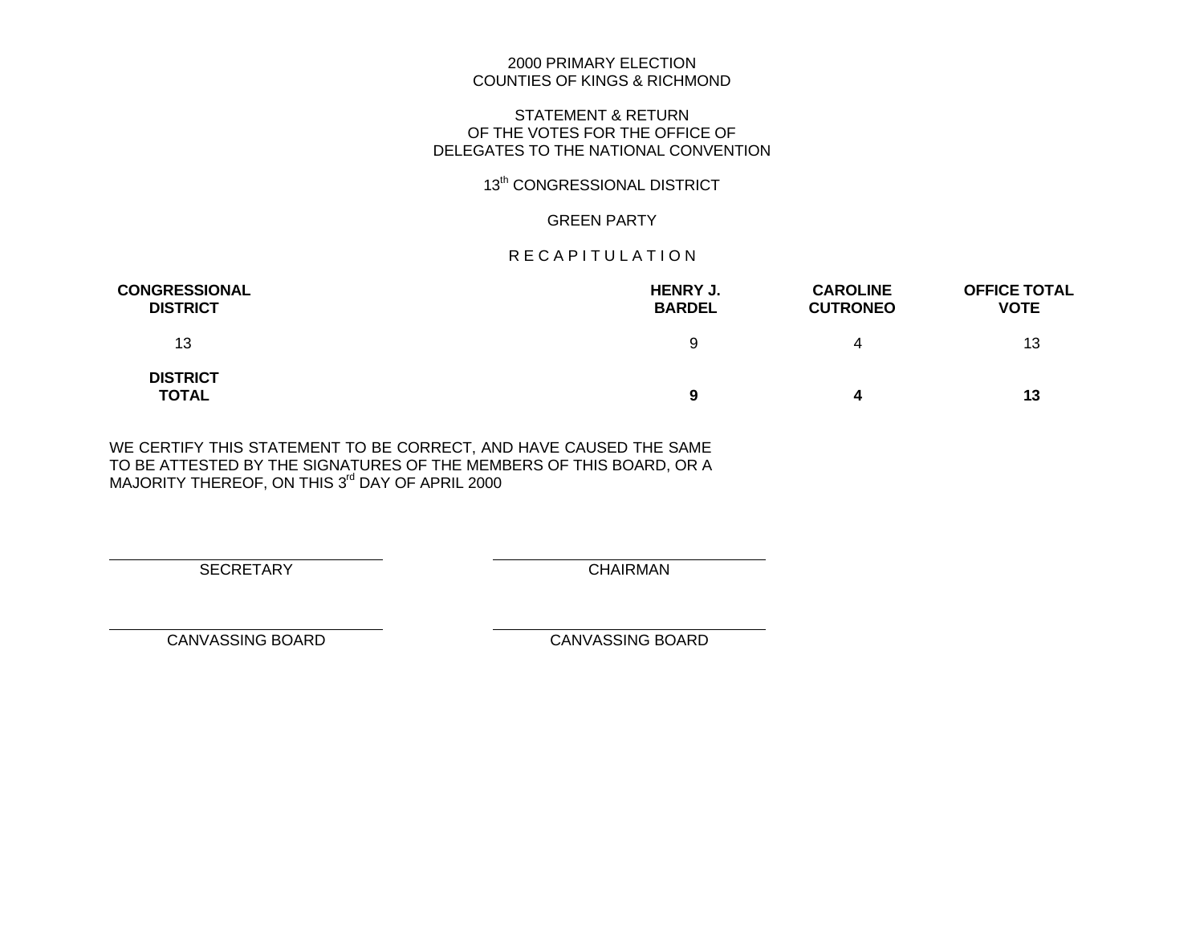2000 PRIMARY ELECTION
COUNTIES OF KINGS & RICHMOND

STATEMENT & RETURN
OF THE VOTES FOR THE OFFICE OF
DELEGATES TO THE NATIONAL CONVENTION

13th CONGRESSIONAL DISTRICT

GREEN PARTY

R E C A P I T U L A T I O N

| CONGRESSIONAL DISTRICT | HENRY J. BARDEL | CAROLINE CUTRONEO | OFFICE TOTAL VOTE |
|---|---|---|---|
| 13 | 9 | 4 | 13 |
| **DISTRICT TOTAL** | **9** | **4** | **13** |

WE CERTIFY THIS STATEMENT TO BE CORRECT, AND HAVE CAUSED THE SAME TO BE ATTESTED BY THE SIGNATURES OF THE MEMBERS OF THIS BOARD, OR A MAJORITY THEREOF, ON THIS 3rd DAY OF APRIL 2000

SECRETARY

CHAIRMAN

CANVASSING BOARD

CANVASSING BOARD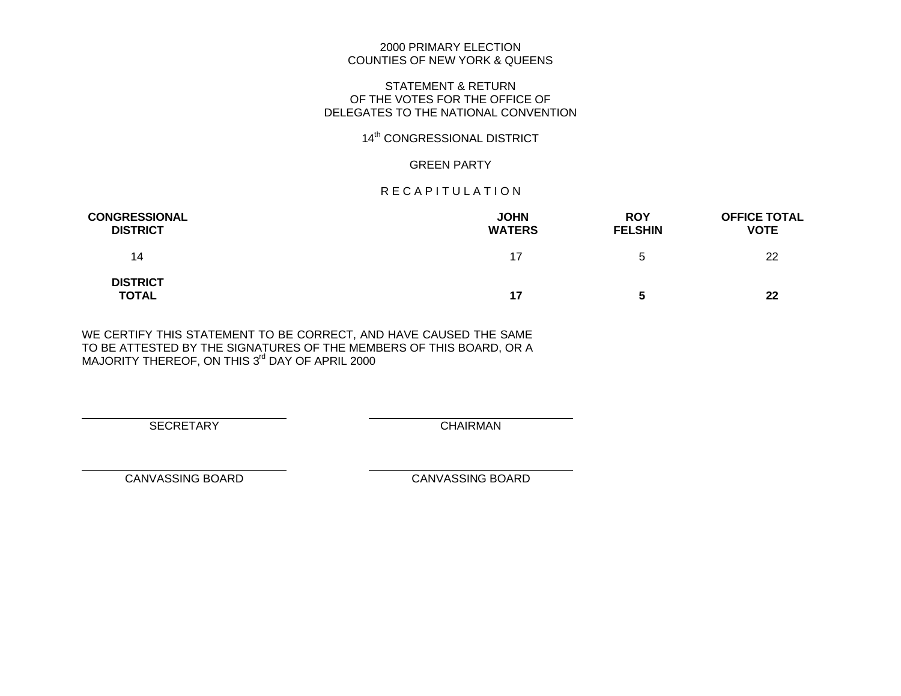2000 PRIMARY ELECTION
COUNTIES OF NEW YORK & QUEENS

STATEMENT & RETURN
OF THE VOTES FOR THE OFFICE OF
DELEGATES TO THE NATIONAL CONVENTION

14th CONGRESSIONAL DISTRICT

GREEN PARTY

R E C A P I T U L A T I O N

| CONGRESSIONAL DISTRICT | JOHN WATERS | ROY FELSHIN | OFFICE TOTAL VOTE |
|---|---|---|---|
| 14 | 17 | 5 | 22 |
| **DISTRICT TOTAL** | **17** | **5** | **22** |

WE CERTIFY THIS STATEMENT TO BE CORRECT, AND HAVE CAUSED THE SAME TO BE ATTESTED BY THE SIGNATURES OF THE MEMBERS OF THIS BOARD, OR A MAJORITY THEREOF, ON THIS 3rd DAY OF APRIL 2000

SECRETARY

CHAIRMAN

CANVASSING BOARD

CANVASSING BOARD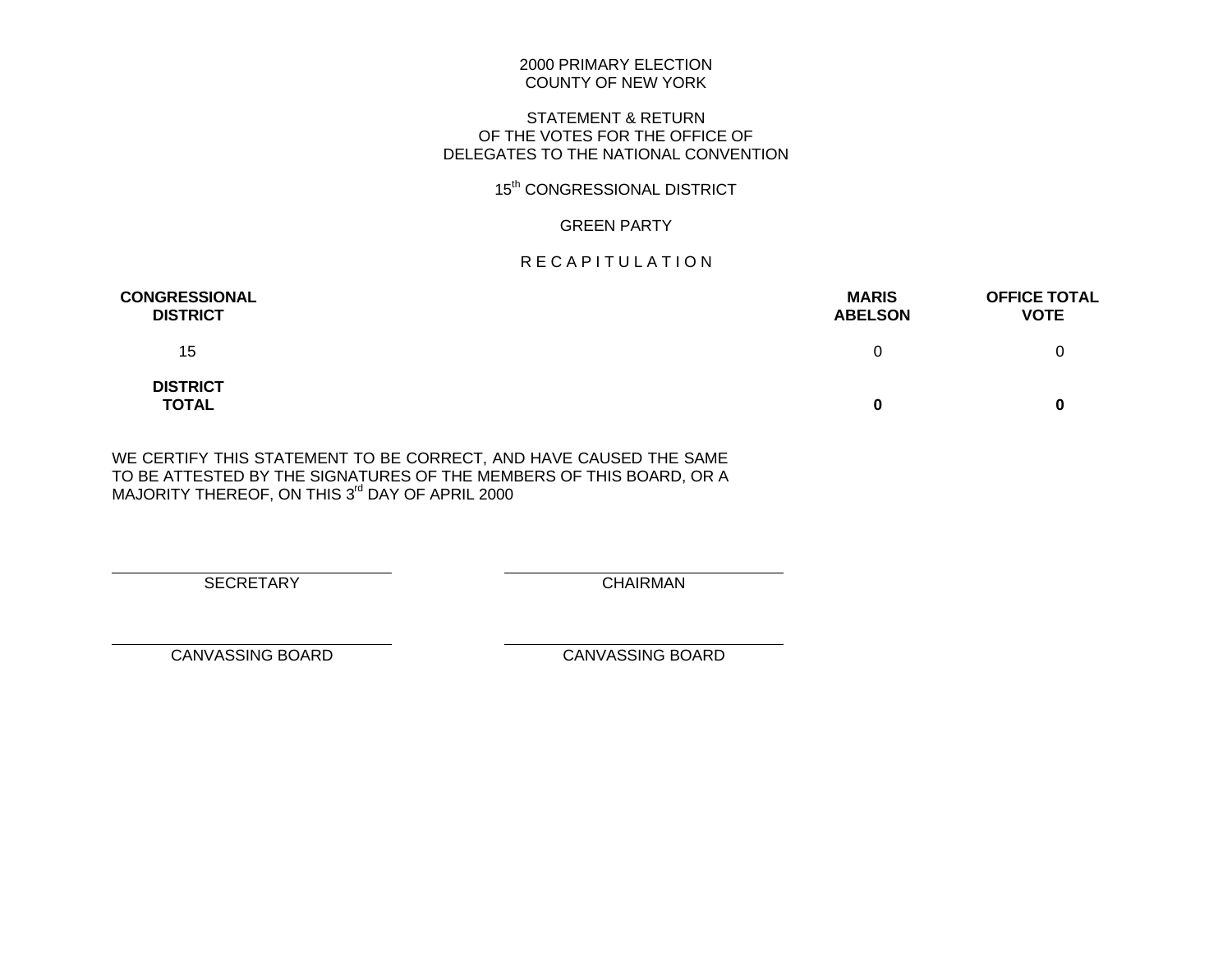2000 PRIMARY ELECTION
COUNTY OF NEW YORK

STATEMENT & RETURN
OF THE VOTES FOR THE OFFICE OF
DELEGATES TO THE NATIONAL CONVENTION

15th CONGRESSIONAL DISTRICT

GREEN PARTY

R E C A P I T U L A T I O N

| CONGRESSIONAL DISTRICT | MARIS ABELSON | OFFICE TOTAL VOTE |
|---|---|---|
| 15 | 0 | 0 |
| **DISTRICT TOTAL** | **0** | **0** |

WE CERTIFY THIS STATEMENT TO BE CORRECT, AND HAVE CAUSED THE SAME TO BE ATTESTED BY THE SIGNATURES OF THE MEMBERS OF THIS BOARD, OR A MAJORITY THEREOF, ON THIS 3rd DAY OF APRIL 2000

SECRETARY

CHAIRMAN

CANVASSING BOARD

CANVASSING BOARD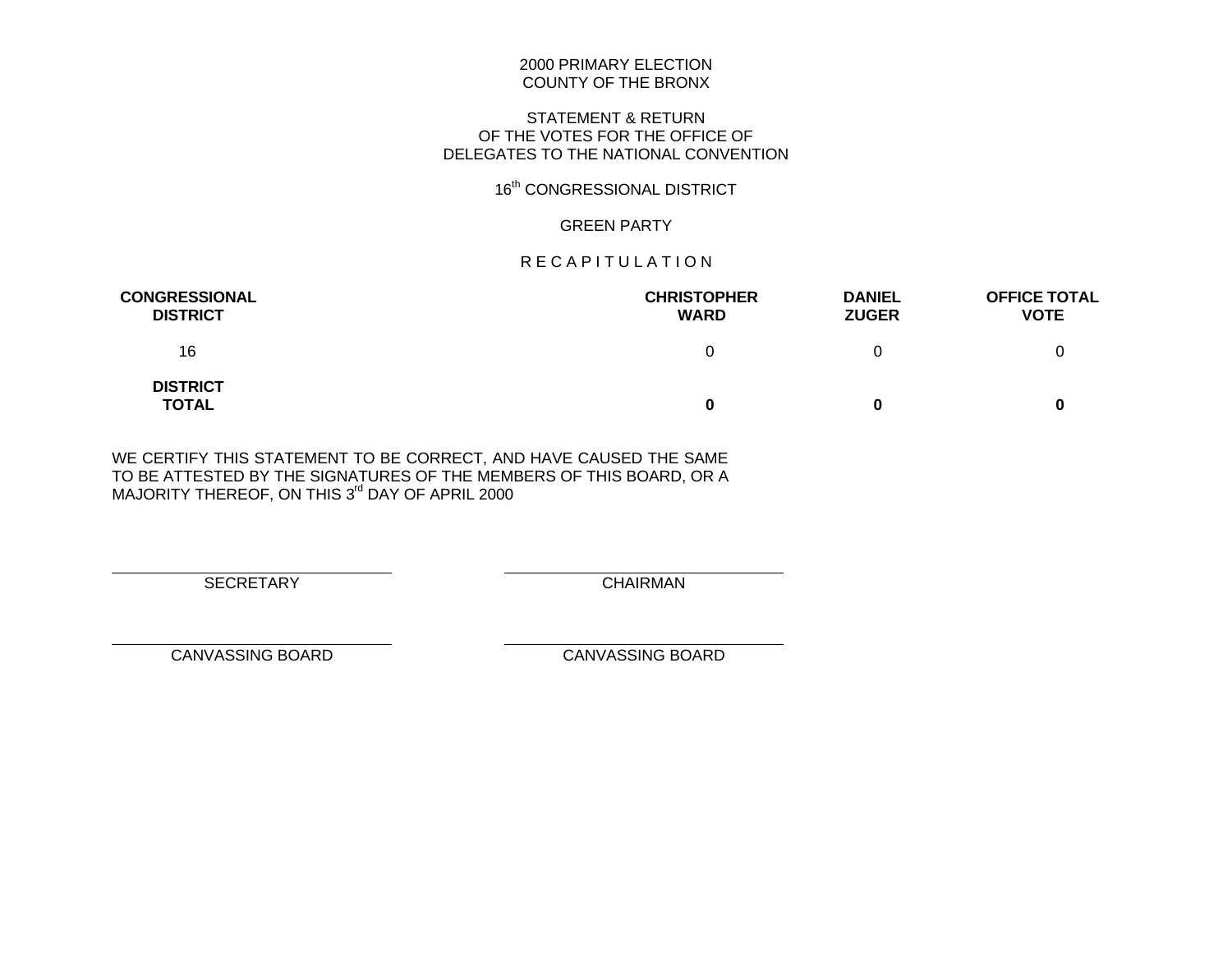2000 PRIMARY ELECTION
COUNTY OF THE BRONX

STATEMENT & RETURN
OF THE VOTES FOR THE OFFICE OF
DELEGATES TO THE NATIONAL CONVENTION

16th CONGRESSIONAL DISTRICT

GREEN PARTY

R E C A P I T U L A T I O N

| CONGRESSIONAL DISTRICT | CHRISTOPHER WARD | DANIEL ZUGER | OFFICE TOTAL VOTE |
|---|---|---|---|
| 16 | 0 | 0 | 0 |
| **DISTRICT TOTAL** | **0** | **0** | **0** |

WE CERTIFY THIS STATEMENT TO BE CORRECT, AND HAVE CAUSED THE SAME TO BE ATTESTED BY THE SIGNATURES OF THE MEMBERS OF THIS BOARD, OR A MAJORITY THEREOF, ON THIS 3rd DAY OF APRIL 2000

SECRETARY

CHAIRMAN

CANVASSING BOARD

CANVASSING BOARD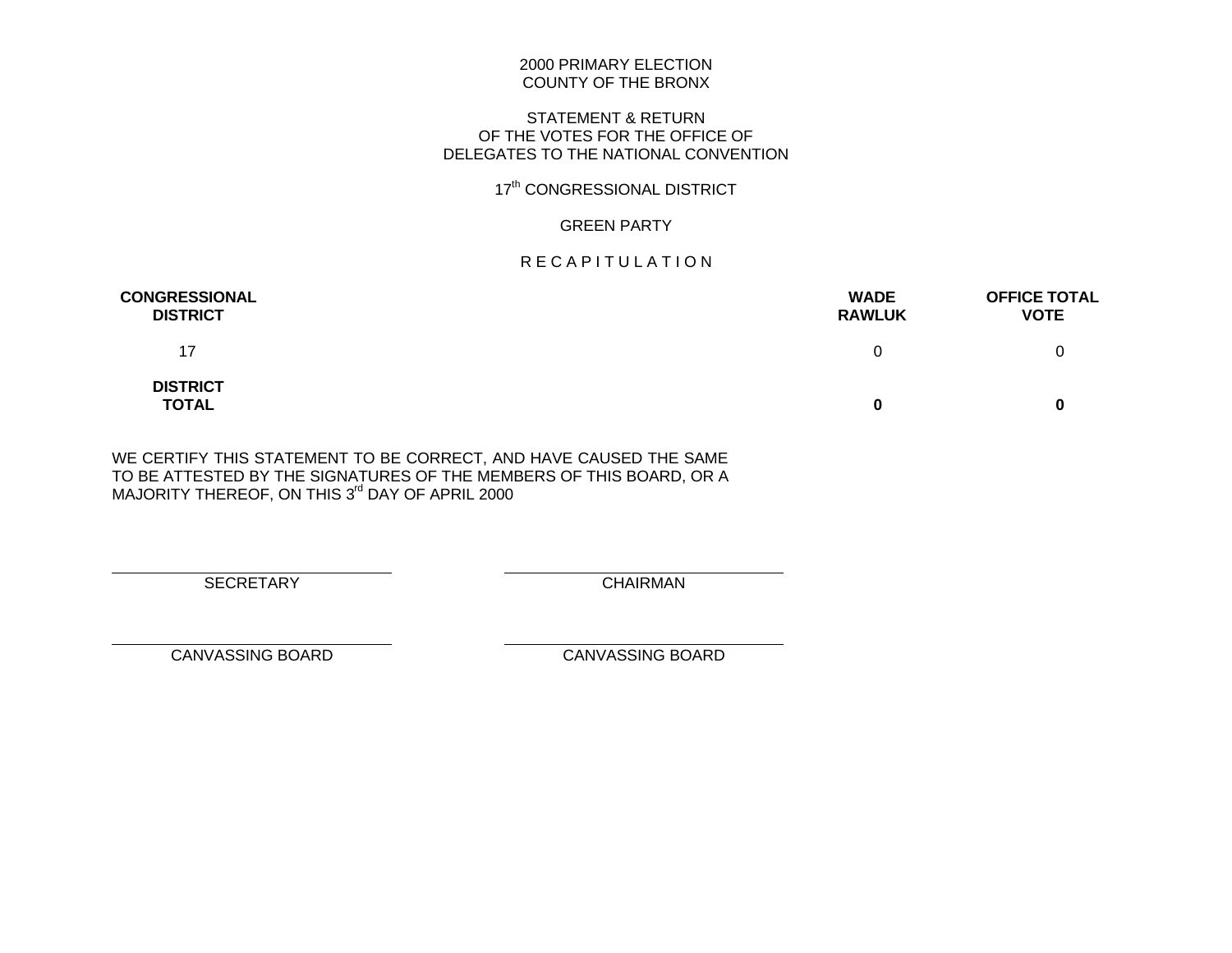2000 PRIMARY ELECTION
COUNTY OF THE BRONX

STATEMENT & RETURN
OF THE VOTES FOR THE OFFICE OF
DELEGATES TO THE NATIONAL CONVENTION

17th CONGRESSIONAL DISTRICT

GREEN PARTY

R E C A P I T U L A T I O N

| CONGRESSIONAL DISTRICT | WADE RAWLUK | OFFICE TOTAL VOTE |
|---|---|---|
| 17 | 0 | 0 |
| **DISTRICT TOTAL** | **0** | **0** |

WE CERTIFY THIS STATEMENT TO BE CORRECT, AND HAVE CAUSED THE SAME TO BE ATTESTED BY THE SIGNATURES OF THE MEMBERS OF THIS BOARD, OR A MAJORITY THEREOF, ON THIS 3rd DAY OF APRIL 2000

SECRETARY

CHAIRMAN

CANVASSING BOARD

CANVASSING BOARD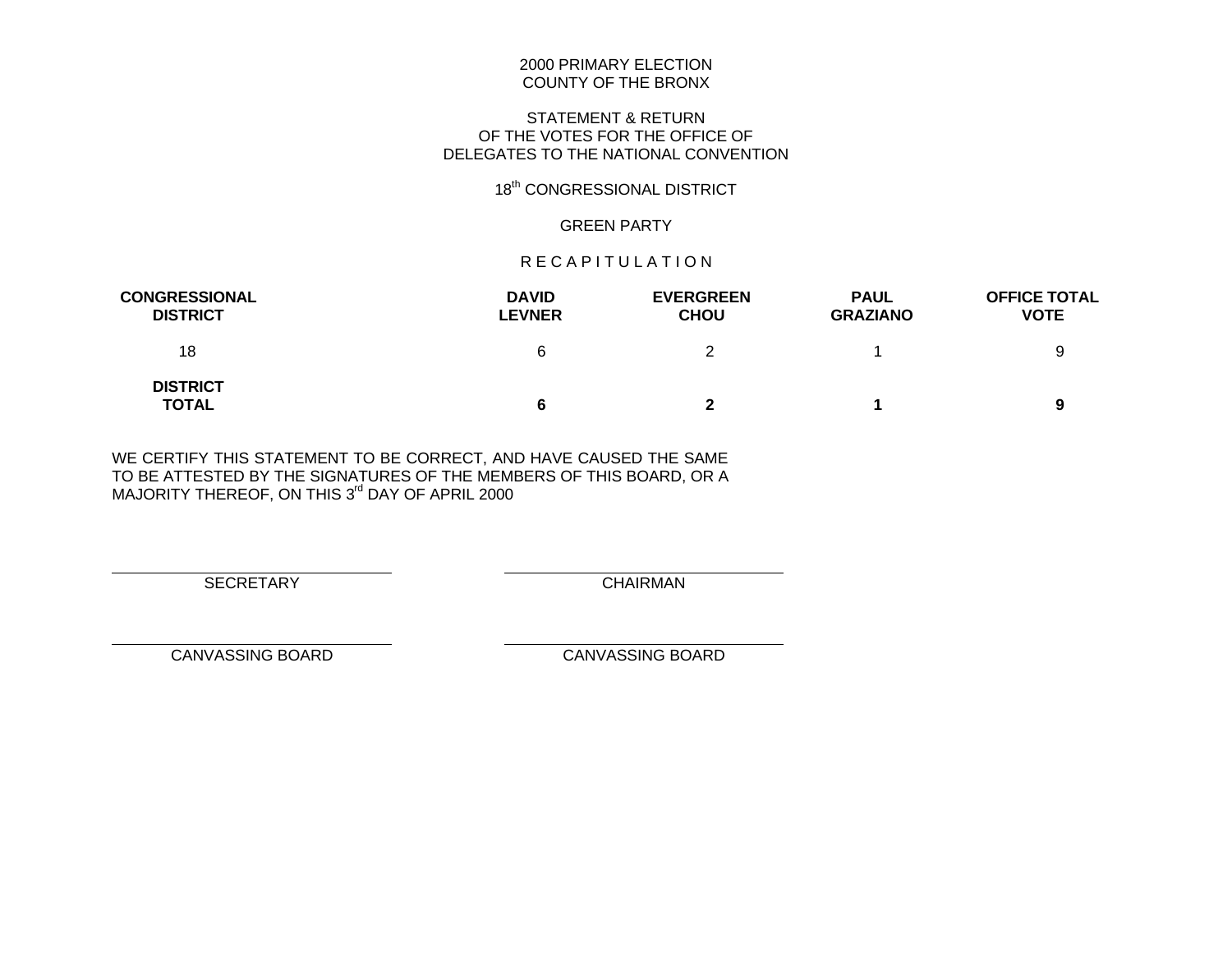2000 PRIMARY ELECTION
COUNTY OF THE BRONX

STATEMENT & RETURN
OF THE VOTES FOR THE OFFICE OF
DELEGATES TO THE NATIONAL CONVENTION

18th CONGRESSIONAL DISTRICT

GREEN PARTY

R E C A P I T U L A T I O N

| CONGRESSIONAL DISTRICT | DAVID LEVNER | EVERGREEN CHOU | PAUL GRAZIANO | OFFICE TOTAL VOTE |
|---|---|---|---|---|
| 18 | 6 | 2 | 1 | 9 |
| **DISTRICT TOTAL** | **6** | **2** | **1** | **9** |

WE CERTIFY THIS STATEMENT TO BE CORRECT, AND HAVE CAUSED THE SAME TO BE ATTESTED BY THE SIGNATURES OF THE MEMBERS OF THIS BOARD, OR A MAJORITY THEREOF, ON THIS 3rd DAY OF APRIL 2000

SECRETARY

CHAIRMAN

CANVASSING BOARD

CANVASSING BOARD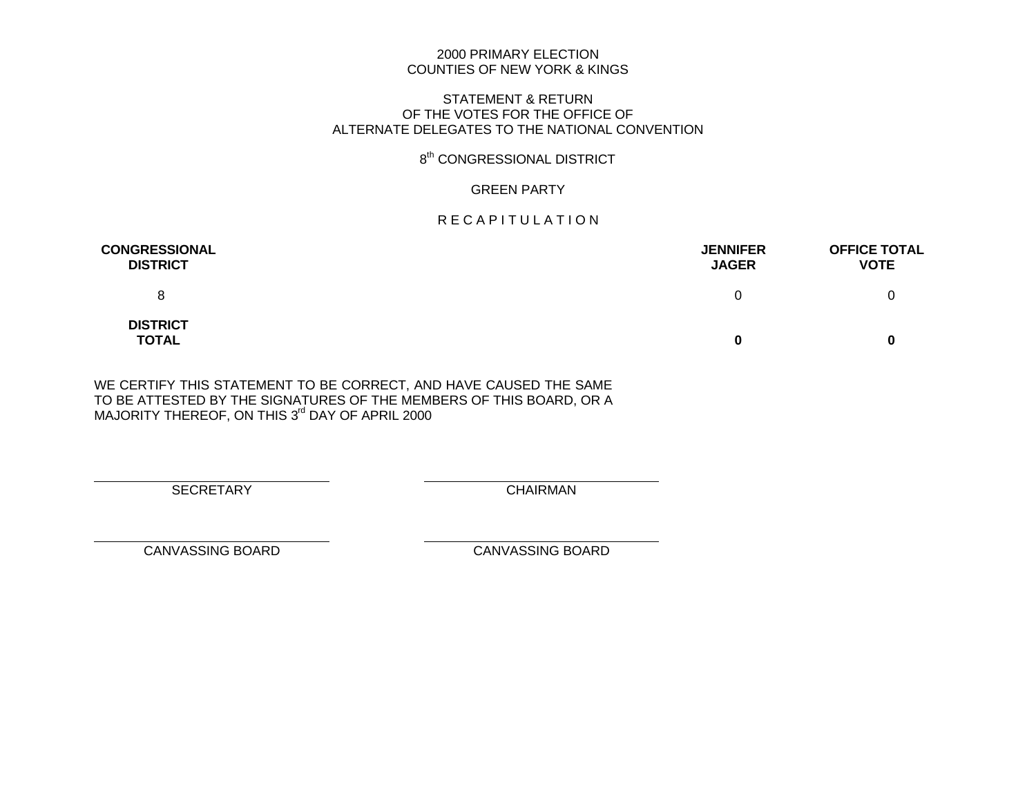2000 PRIMARY ELECTION
COUNTIES OF NEW YORK & KINGS

STATEMENT & RETURN
OF THE VOTES FOR THE OFFICE OF
ALTERNATE DELEGATES TO THE NATIONAL CONVENTION

8th CONGRESSIONAL DISTRICT

GREEN PARTY

R E C A P I T U L A T I O N

| CONGRESSIONAL DISTRICT | JENNIFER JAGER | OFFICE TOTAL VOTE |
|---|---|---|
| 8 | 0 | 0 |
| **DISTRICT TOTAL** | **0** | **0** |

WE CERTIFY THIS STATEMENT TO BE CORRECT, AND HAVE CAUSED THE SAME TO BE ATTESTED BY THE SIGNATURES OF THE MEMBERS OF THIS BOARD, OR A MAJORITY THEREOF, ON THIS 3rd DAY OF APRIL 2000

SECRETARY

CHAIRMAN

CANVASSING BOARD

CANVASSING BOARD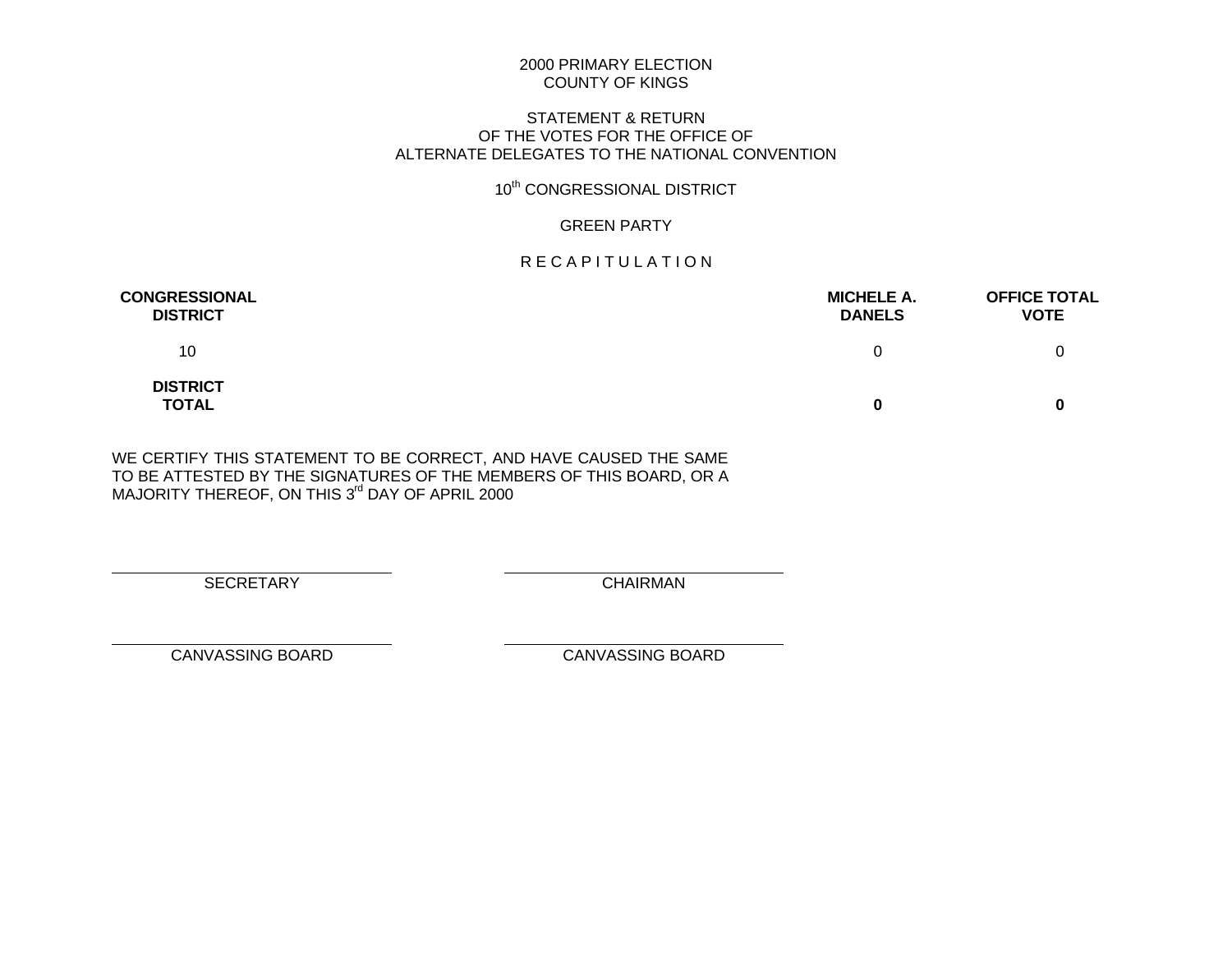2000 PRIMARY ELECTION
COUNTY OF KINGS

STATEMENT & RETURN
OF THE VOTES FOR THE OFFICE OF
ALTERNATE DELEGATES TO THE NATIONAL CONVENTION

10th CONGRESSIONAL DISTRICT

GREEN PARTY

R E C A P I T U L A T I O N

| CONGRESSIONAL DISTRICT | MICHELE A. DANELS | OFFICE TOTAL VOTE |
|---|---|---|
| 10 | 0 | 0 |
| **DISTRICT TOTAL** | **0** | **0** |

WE CERTIFY THIS STATEMENT TO BE CORRECT, AND HAVE CAUSED THE SAME TO BE ATTESTED BY THE SIGNATURES OF THE MEMBERS OF THIS BOARD, OR A MAJORITY THEREOF, ON THIS 3rd DAY OF APRIL 2000

SECRETARY

CHAIRMAN

CANVASSING BOARD

CANVASSING BOARD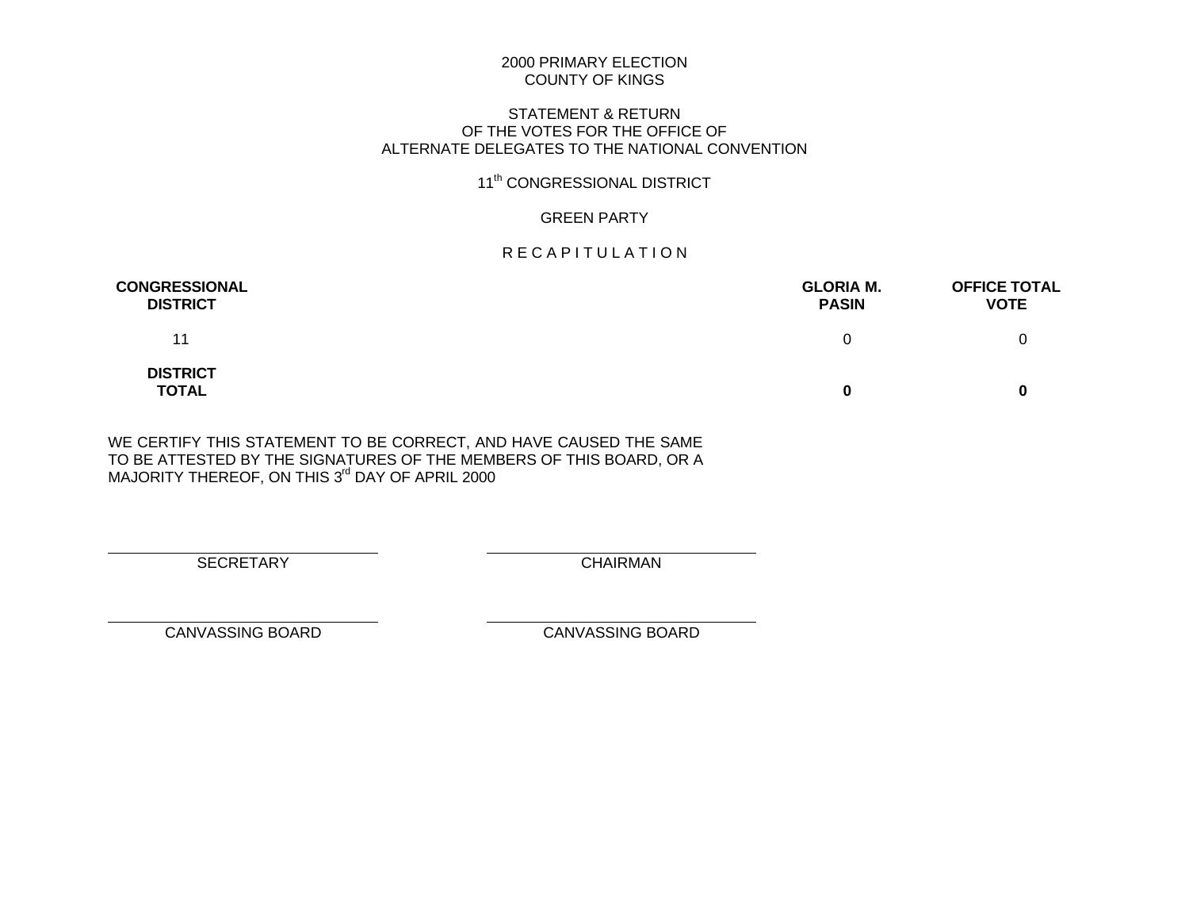2000 PRIMARY ELECTION
COUNTY OF KINGS

STATEMENT & RETURN
OF THE VOTES FOR THE OFFICE OF
ALTERNATE DELEGATES TO THE NATIONAL CONVENTION

11th CONGRESSIONAL DISTRICT

GREEN PARTY

R E C A P I T U L A T I O N

| CONGRESSIONAL DISTRICT | GLORIA M. PASIN | OFFICE TOTAL VOTE |
|---|---|---|
| 11 | 0 | 0 |
| **DISTRICT TOTAL** | **0** | **0** |

WE CERTIFY THIS STATEMENT TO BE CORRECT, AND HAVE CAUSED THE SAME TO BE ATTESTED BY THE SIGNATURES OF THE MEMBERS OF THIS BOARD, OR A MAJORITY THEREOF, ON THIS 3rd DAY OF APRIL 2000

SECRETARY

CHAIRMAN

CANVASSING BOARD

CANVASSING BOARD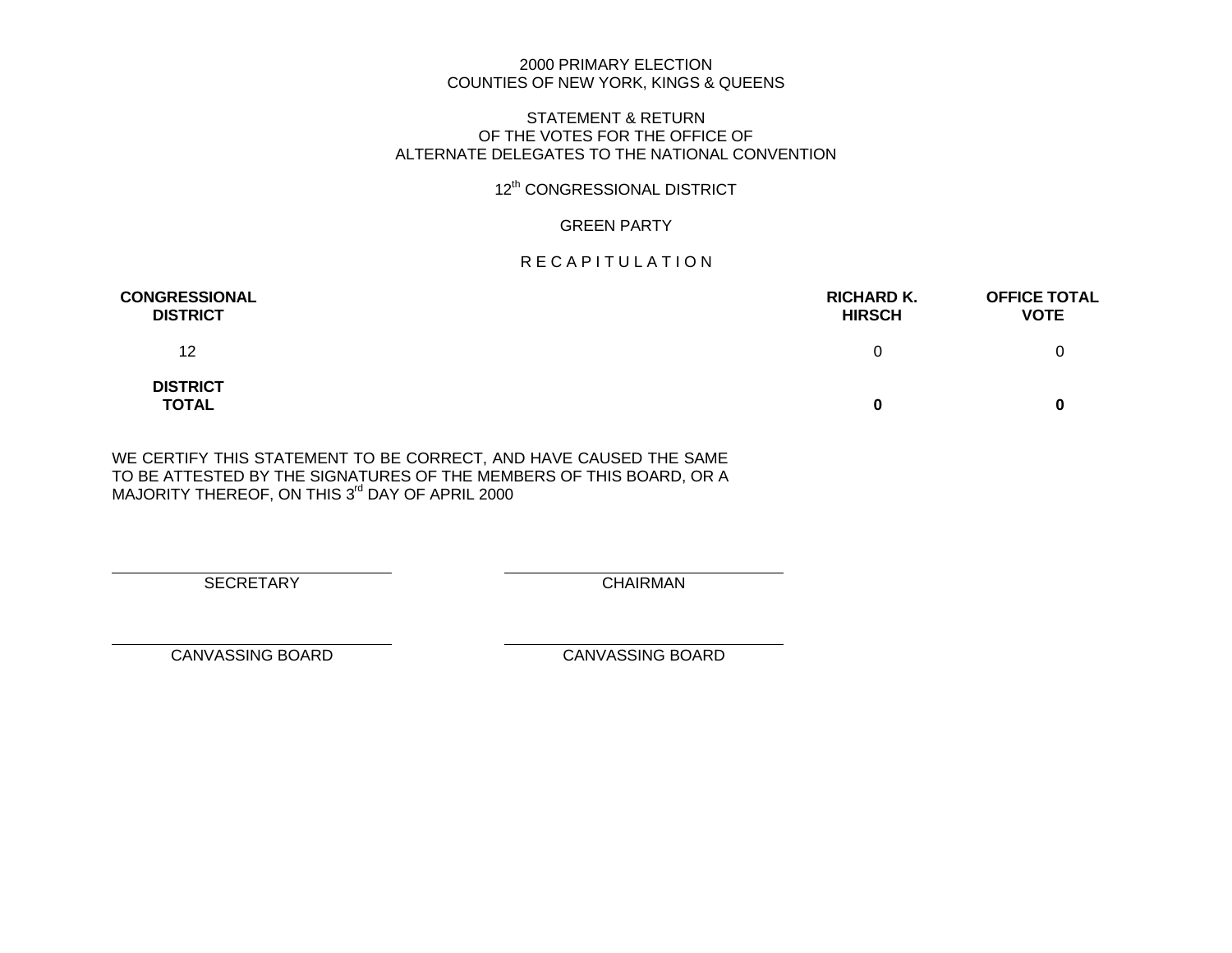2000 PRIMARY ELECTION
COUNTIES OF NEW YORK, KINGS & QUEENS

STATEMENT & RETURN
OF THE VOTES FOR THE OFFICE OF
ALTERNATE DELEGATES TO THE NATIONAL CONVENTION

12th CONGRESSIONAL DISTRICT

GREEN PARTY

R E C A P I T U L A T I O N

| CONGRESSIONAL DISTRICT | RICHARD K. HIRSCH | OFFICE TOTAL VOTE |
|---|---|---|
| 12 | 0 | 0 |
| **DISTRICT TOTAL** | **0** | **0** |

WE CERTIFY THIS STATEMENT TO BE CORRECT, AND HAVE CAUSED THE SAME TO BE ATTESTED BY THE SIGNATURES OF THE MEMBERS OF THIS BOARD, OR A MAJORITY THEREOF, ON THIS 3rd DAY OF APRIL 2000

SECRETARY

CHAIRMAN

CANVASSING BOARD

CANVASSING BOARD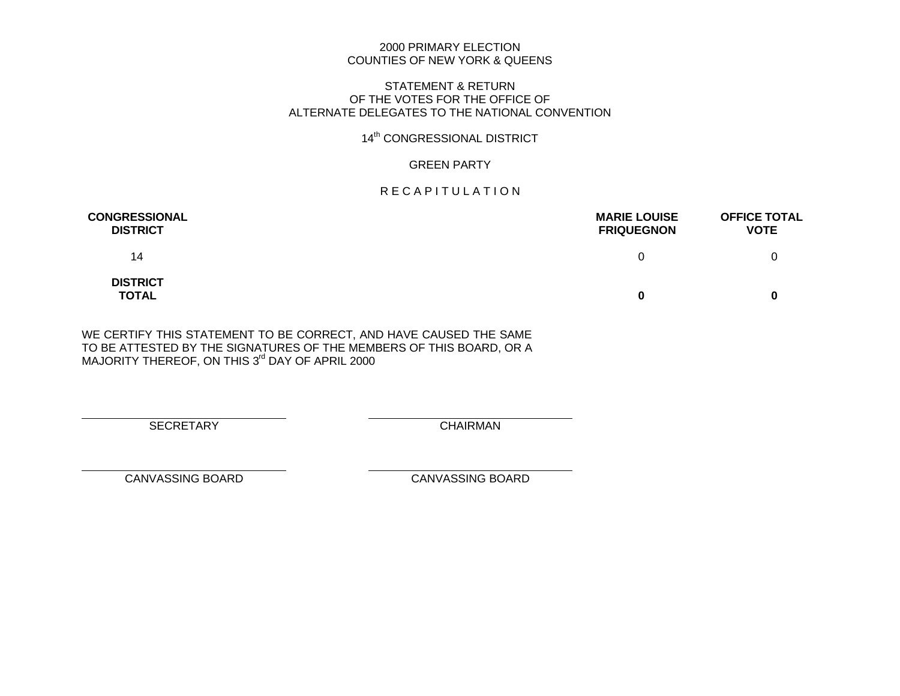2000 PRIMARY ELECTION
COUNTIES OF NEW YORK & QUEENS

STATEMENT & RETURN
OF THE VOTES FOR THE OFFICE OF
ALTERNATE DELEGATES TO THE NATIONAL CONVENTION

14th CONGRESSIONAL DISTRICT

GREEN PARTY

R E C A P I T U L A T I O N

| CONGRESSIONAL DISTRICT | MARIE LOUISE FRIQUEGNON | OFFICE TOTAL VOTE |
|---|---|---|
| 14 | 0 | 0 |
| **DISTRICT TOTAL** | **0** | **0** |

WE CERTIFY THIS STATEMENT TO BE CORRECT, AND HAVE CAUSED THE SAME TO BE ATTESTED BY THE SIGNATURES OF THE MEMBERS OF THIS BOARD, OR A MAJORITY THEREOF, ON THIS 3rd DAY OF APRIL 2000

SECRETARY

CHAIRMAN

CANVASSING BOARD

CANVASSING BOARD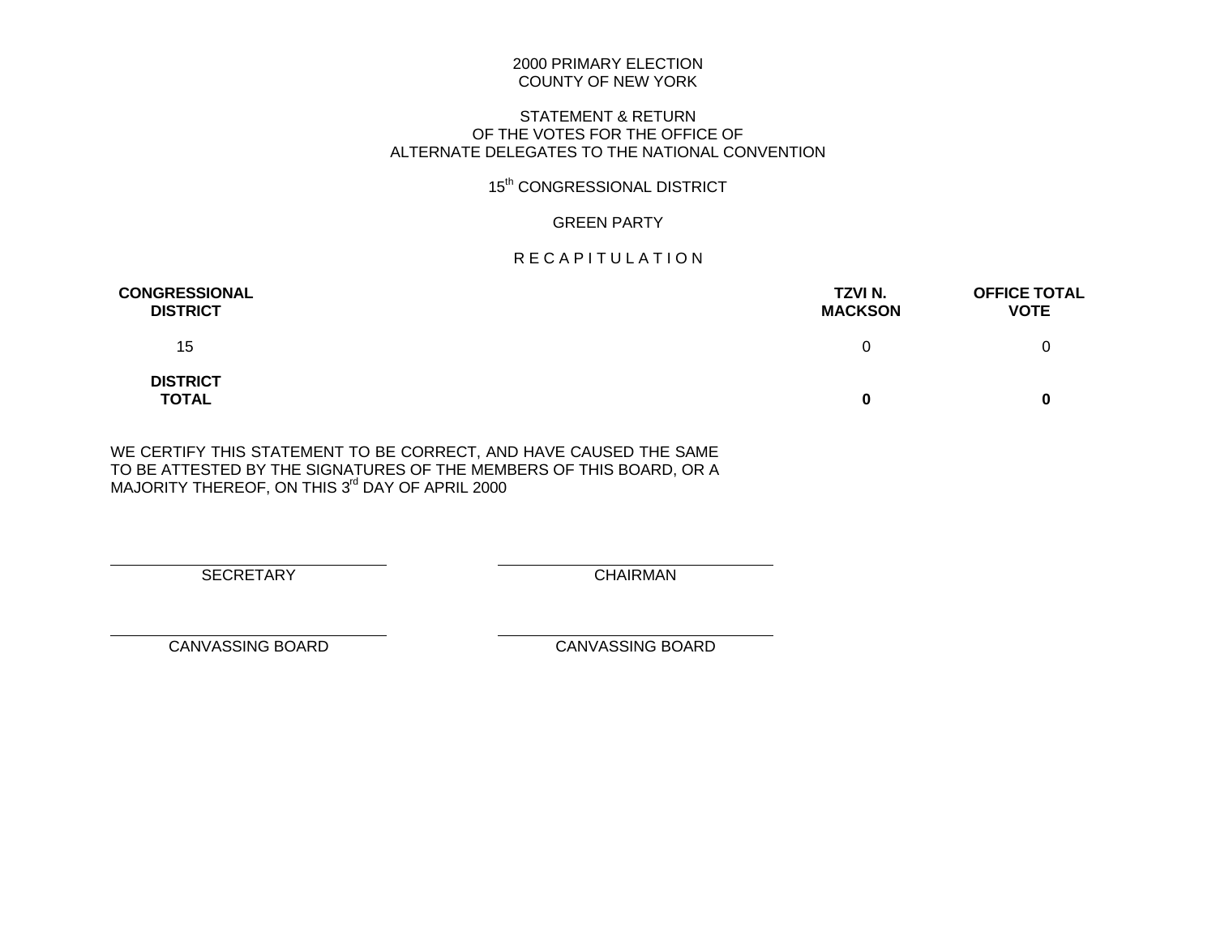2000 PRIMARY ELECTION
COUNTY OF NEW YORK

STATEMENT & RETURN
OF THE VOTES FOR THE OFFICE OF
ALTERNATE DELEGATES TO THE NATIONAL CONVENTION

15th CONGRESSIONAL DISTRICT

GREEN PARTY

R E C A P I T U L A T I O N

| CONGRESSIONAL DISTRICT | TZVI N. MACKSON | OFFICE TOTAL VOTE |
|---|---|---|
| 15 | 0 | 0 |
| **DISTRICT TOTAL** | **0** | **0** |

WE CERTIFY THIS STATEMENT TO BE CORRECT, AND HAVE CAUSED THE SAME TO BE ATTESTED BY THE SIGNATURES OF THE MEMBERS OF THIS BOARD, OR A MAJORITY THEREOF, ON THIS 3rd DAY OF APRIL 2000

SECRETARY

CHAIRMAN

CANVASSING BOARD

CANVASSING BOARD